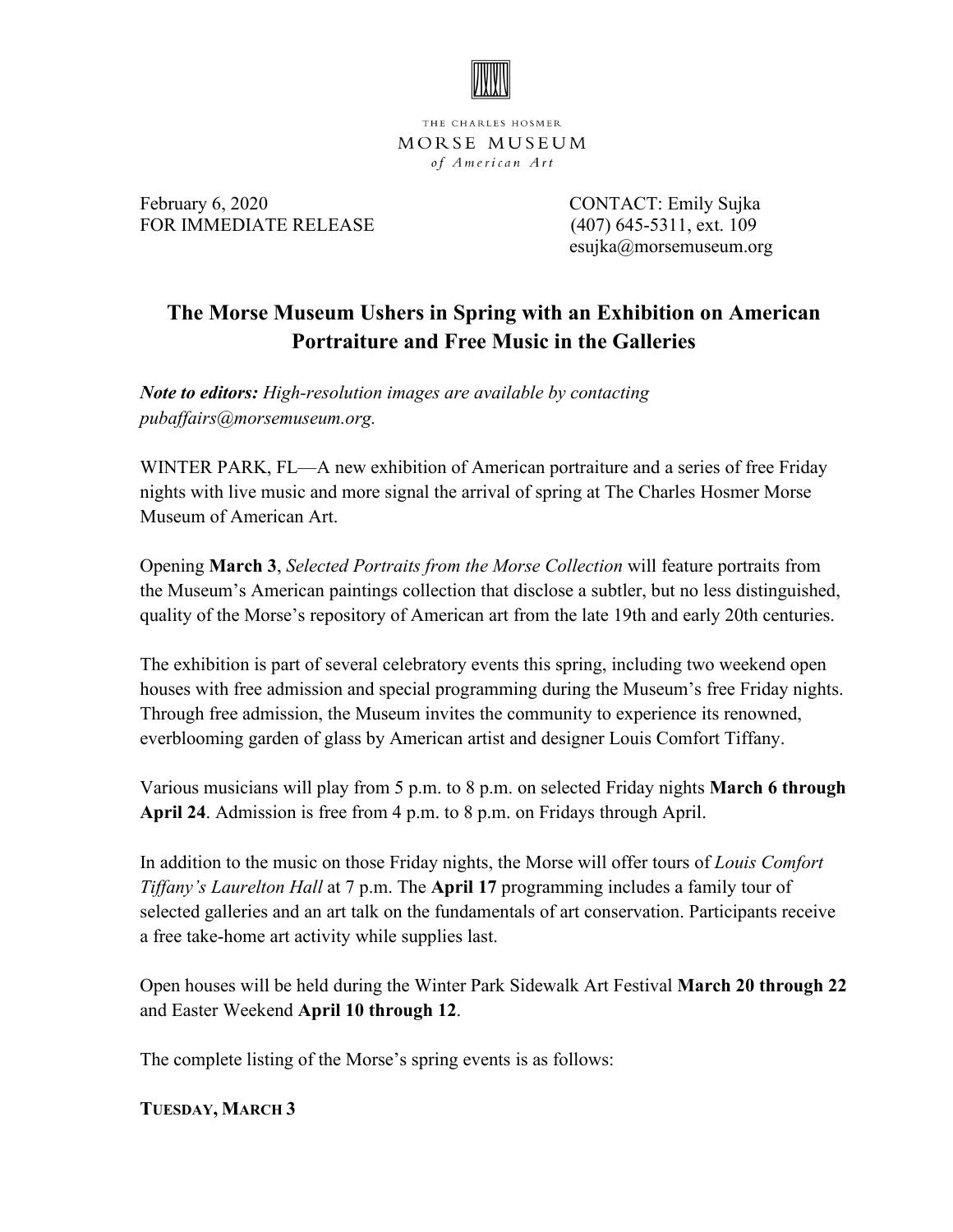THE CHARLES HOSMER
MORSE MUSEUM
*of American Art*

February 6, 2020
FOR IMMEDIATE RELEASE

CONTACT: Emily Sujka
(407) 645-5311, ext. 109
esujka@morsemuseum.org

# The Morse Museum Ushers in Spring with an Exhibition on American Portraiture and Free Music in the Galleries

***Note to editors:*** *High-resolution images are available by contacting pubaffairs@morsemuseum.org.*

WINTER PARK, FL—A new exhibition of American portraiture and a series of free Friday nights with live music and more signal the arrival of spring at The Charles Hosmer Morse Museum of American Art.

Opening **March 3**, *Selected Portraits from the Morse Collection* will feature portraits from the Museum's American paintings collection that disclose a subtler, but no less distinguished, quality of the Morse's repository of American art from the late 19th and early 20th centuries.

The exhibition is part of several celebratory events this spring, including two weekend open houses with free admission and special programming during the Museum's free Friday nights. Through free admission, the Museum invites the community to experience its renowned, everblooming garden of glass by American artist and designer Louis Comfort Tiffany.

Various musicians will play from 5 p.m. to 8 p.m. on selected Friday nights **March 6 through April 24**. Admission is free from 4 p.m. to 8 p.m. on Fridays through April.

In addition to the music on those Friday nights, the Morse will offer tours of *Louis Comfort Tiffany's Laurelton Hall* at 7 p.m. The **April 17** programming includes a family tour of selected galleries and an art talk on the fundamentals of art conservation. Participants receive a free take-home art activity while supplies last.

Open houses will be held during the Winter Park Sidewalk Art Festival **March 20 through 22** and Easter Weekend **April 10 through 12**.

The complete listing of the Morse's spring events is as follows:

**TUESDAY, MARCH 3**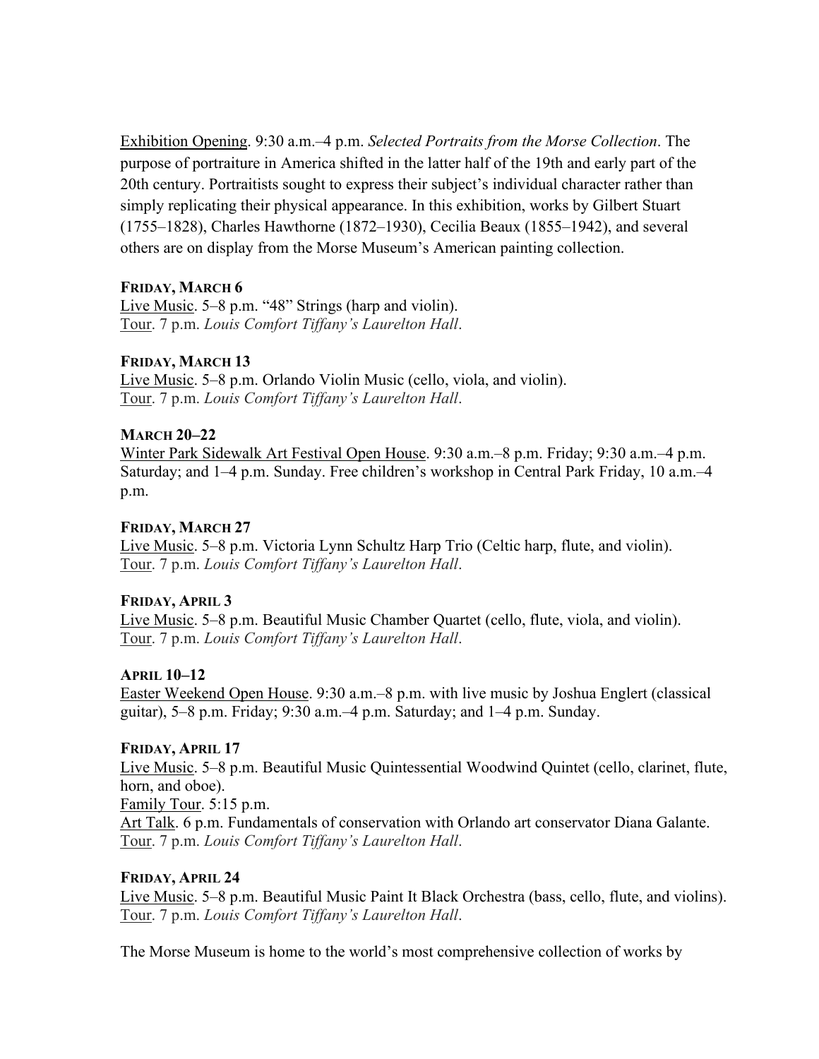Exhibition Opening. 9:30 a.m.–4 p.m. *Selected Portraits from the Morse Collection*. The purpose of portraiture in America shifted in the latter half of the 19th and early part of the 20th century. Portraitists sought to express their subject's individual character rather than simply replicating their physical appearance. In this exhibition, works by Gilbert Stuart (1755–1828), Charles Hawthorne (1872–1930), Cecilia Beaux (1855–1942), and several others are on display from the Morse Museum's American painting collection.

**FRIDAY, MARCH 6**
Live Music. 5–8 p.m. "48" Strings (harp and violin).
Tour. 7 p.m. *Louis Comfort Tiffany's Laurelton Hall*.

**FRIDAY, MARCH 13**
Live Music. 5–8 p.m. Orlando Violin Music (cello, viola, and violin).
Tour. 7 p.m. *Louis Comfort Tiffany's Laurelton Hall*.

**MARCH 20–22**
Winter Park Sidewalk Art Festival Open House. 9:30 a.m.–8 p.m. Friday; 9:30 a.m.–4 p.m. Saturday; and 1–4 p.m. Sunday. Free children's workshop in Central Park Friday, 10 a.m.–4 p.m.

**FRIDAY, MARCH 27**
Live Music. 5–8 p.m. Victoria Lynn Schultz Harp Trio (Celtic harp, flute, and violin).
Tour. 7 p.m. *Louis Comfort Tiffany's Laurelton Hall*.

**FRIDAY, APRIL 3**
Live Music. 5–8 p.m. Beautiful Music Chamber Quartet (cello, flute, viola, and violin).
Tour. 7 p.m. *Louis Comfort Tiffany's Laurelton Hall*.

**APRIL 10–12**
Easter Weekend Open House. 9:30 a.m.–8 p.m. with live music by Joshua Englert (classical guitar), 5–8 p.m. Friday; 9:30 a.m.–4 p.m. Saturday; and 1–4 p.m. Sunday.

**FRIDAY, APRIL 17**
Live Music. 5–8 p.m. Beautiful Music Quintessential Woodwind Quintet (cello, clarinet, flute, horn, and oboe).
Family Tour. 5:15 p.m.
Art Talk. 6 p.m. Fundamentals of conservation with Orlando art conservator Diana Galante.
Tour. 7 p.m. *Louis Comfort Tiffany's Laurelton Hall*.

**FRIDAY, APRIL 24**
Live Music. 5–8 p.m. Beautiful Music Paint It Black Orchestra (bass, cello, flute, and violins).
Tour. 7 p.m. *Louis Comfort Tiffany's Laurelton Hall*.

The Morse Museum is home to the world's most comprehensive collection of works by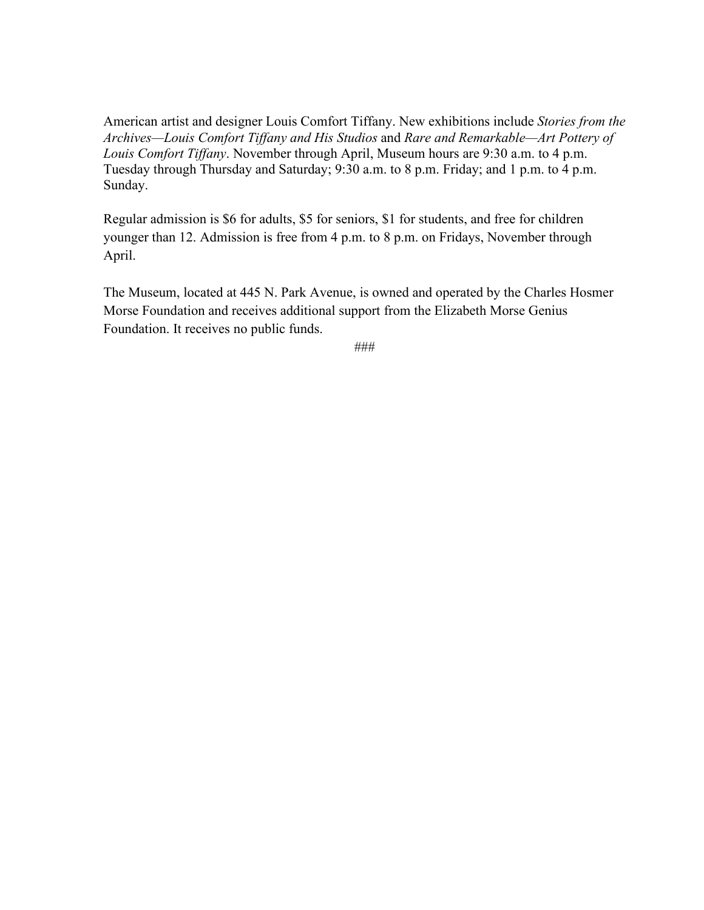American artist and designer Louis Comfort Tiffany. New exhibitions include *Stories from the Archives—Louis Comfort Tiffany and His Studios* and *Rare and Remarkable—Art Pottery of Louis Comfort Tiffany*. November through April, Museum hours are 9:30 a.m. to 4 p.m. Tuesday through Thursday and Saturday; 9:30 a.m. to 8 p.m. Friday; and 1 p.m. to 4 p.m. Sunday.

Regular admission is $6 for adults, $5 for seniors, $1 for students, and free for children younger than 12. Admission is free from 4 p.m. to 8 p.m. on Fridays, November through April.

The Museum, located at 445 N. Park Avenue, is owned and operated by the Charles Hosmer Morse Foundation and receives additional support from the Elizabeth Morse Genius Foundation. It receives no public funds.

###